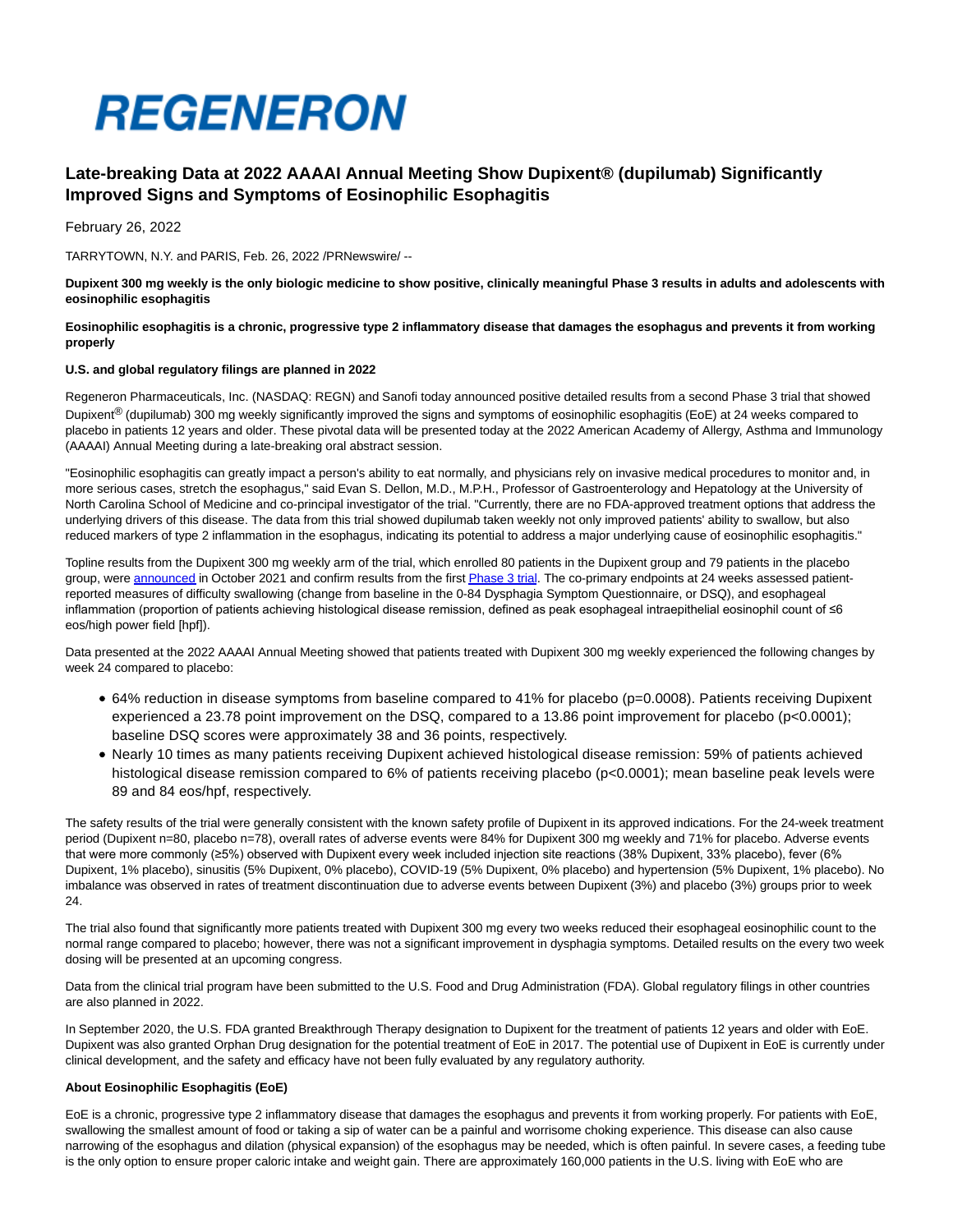REGENERON

# Late-breaking Data at 2022 AAAAI Annual Meeting Show Dupixent® (dupilumab) Significantly Improved Signs and Symptoms of Eosinophilic Esophagitis

February 26, 2022

TARRYTOWN, N.Y. and PARIS, Feb. 26, 2022 /PRNewswire/ --

**Dupixent 300 mg weekly is the only biologic medicine to show positive, clinically meaningful Phase 3 results in adults and adolescents with eosinophilic esophagitis**

**Eosinophilic esophagitis is a chronic, progressive type 2 inflammatory disease that damages the esophagus and prevents it from working properly**

**U.S. and global regulatory filings are planned in 2022**

Regeneron Pharmaceuticals, Inc. (NASDAQ: REGN) and Sanofi today announced positive detailed results from a second Phase 3 trial that showed Dupixent® (dupilumab) 300 mg weekly significantly improved the signs and symptoms of eosinophilic esophagitis (EoE) at 24 weeks compared to placebo in patients 12 years and older. These pivotal data will be presented today at the 2022 American Academy of Allergy, Asthma and Immunology (AAAAI) Annual Meeting during a late-breaking oral abstract session.

"Eosinophilic esophagitis can greatly impact a person's ability to eat normally, and physicians rely on invasive medical procedures to monitor and, in more serious cases, stretch the esophagus," said Evan S. Dellon, M.D., M.P.H., Professor of Gastroenterology and Hepatology at the University of North Carolina School of Medicine and co-principal investigator of the trial. "Currently, there are no FDA-approved treatment options that address the underlying drivers of this disease. The data from this trial showed dupilumab taken weekly not only improved patients' ability to swallow, but also reduced markers of type 2 inflammation in the esophagus, indicating its potential to address a major underlying cause of eosinophilic esophagitis."

Topline results from the Dupixent 300 mg weekly arm of the trial, which enrolled 80 patients in the Dupixent group and 79 patients in the placebo group, were announced in October 2021 and confirm results from the first Phase 3 trial. The co-primary endpoints at 24 weeks assessed patient-reported measures of difficulty swallowing (change from baseline in the 0-84 Dysphagia Symptom Questionnaire, or DSQ), and esophageal inflammation (proportion of patients achieving histological disease remission, defined as peak esophageal intraepithelial eosinophil count of ≤6 eos/high power field [hpf]).

Data presented at the 2022 AAAAI Annual Meeting showed that patients treated with Dupixent 300 mg weekly experienced the following changes by week 24 compared to placebo:

- 64% reduction in disease symptoms from baseline compared to 41% for placebo ($p=0.0008$). Patients receiving Dupixent experienced a 23.78 point improvement on the DSQ, compared to a 13.86 point improvement for placebo ($p<0.0001$); baseline DSQ scores were approximately 38 and 36 points, respectively.
- Nearly 10 times as many patients receiving Dupixent achieved histological disease remission: 59% of patients achieved histological disease remission compared to 6% of patients receiving placebo ($p<0.0001$); mean baseline peak levels were 89 and 84 eos/hpf, respectively.

The safety results of the trial were generally consistent with the known safety profile of Dupixent in its approved indications. For the 24-week treatment period (Dupixent n=80, placebo n=78), overall rates of adverse events were 84% for Dupixent 300 mg weekly and 71% for placebo. Adverse events that were more commonly (≥5%) observed with Dupixent every week included injection site reactions (38% Dupixent, 33% placebo), fever (6% Dupixent, 1% placebo), sinusitis (5% Dupixent, 0% placebo), COVID-19 (5% Dupixent, 0% placebo) and hypertension (5% Dupixent, 1% placebo). No imbalance was observed in rates of treatment discontinuation due to adverse events between Dupixent (3%) and placebo (3%) groups prior to week 24.

The trial also found that significantly more patients treated with Dupixent 300 mg every two weeks reduced their esophageal eosinophilic count to the normal range compared to placebo; however, there was not a significant improvement in dysphagia symptoms. Detailed results on the every two week dosing will be presented at an upcoming congress.

Data from the clinical trial program have been submitted to the U.S. Food and Drug Administration (FDA). Global regulatory filings in other countries are also planned in 2022.

In September 2020, the U.S. FDA granted Breakthrough Therapy designation to Dupixent for the treatment of patients 12 years and older with EoE. Dupixent was also granted Orphan Drug designation for the potential treatment of EoE in 2017. The potential use of Dupixent in EoE is currently under clinical development, and the safety and efficacy have not been fully evaluated by any regulatory authority.

**About Eosinophilic Esophagitis (EoE)**

EoE is a chronic, progressive type 2 inflammatory disease that damages the esophagus and prevents it from working properly. For patients with EoE, swallowing the smallest amount of food or taking a sip of water can be a painful and worrisome choking experience. This disease can also cause narrowing of the esophagus and dilation (physical expansion) of the esophagus may be needed, which is often painful. In severe cases, a feeding tube is the only option to ensure proper caloric intake and weight gain. There are approximately 160,000 patients in the U.S. living with EoE who are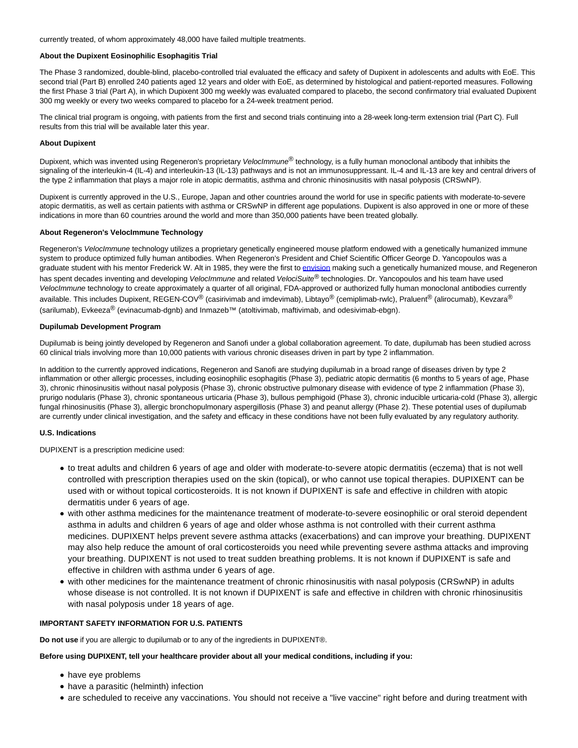currently treated, of whom approximately 48,000 have failed multiple treatments.

**About the Dupixent Eosinophilic Esophagitis Trial**

The Phase 3 randomized, double-blind, placebo-controlled trial evaluated the efficacy and safety of Dupixent in adolescents and adults with EoE. This second trial (Part B) enrolled 240 patients aged 12 years and older with EoE, as determined by histological and patient-reported measures. Following the first Phase 3 trial (Part A), in which Dupixent 300 mg weekly was evaluated compared to placebo, the second confirmatory trial evaluated Dupixent 300 mg weekly or every two weeks compared to placebo for a 24-week treatment period.

The clinical trial program is ongoing, with patients from the first and second trials continuing into a 28-week long-term extension trial (Part C). Full results from this trial will be available later this year.

**About Dupixent**

Dupixent, which was invented using Regeneron's proprietary *VelocImmune*® technology, is a fully human monoclonal antibody that inhibits the signaling of the interleukin-4 (IL-4) and interleukin-13 (IL-13) pathways and is not an immunosuppressant. IL-4 and IL-13 are key and central drivers of the type 2 inflammation that plays a major role in atopic dermatitis, asthma and chronic rhinosinusitis with nasal polyposis (CRSwNP).

Dupixent is currently approved in the U.S., Europe, Japan and other countries around the world for use in specific patients with moderate-to-severe atopic dermatitis, as well as certain patients with asthma or CRSwNP in different age populations. Dupixent is also approved in one or more of these indications in more than 60 countries around the world and more than 350,000 patients have been treated globally.

**About Regeneron's VelocImmune Technology**

Regeneron's *VelocImmune* technology utilizes a proprietary genetically engineered mouse platform endowed with a genetically humanized immune system to produce optimized fully human antibodies. When Regeneron's President and Chief Scientific Officer George D. Yancopoulos was a graduate student with his mentor Frederick W. Alt in 1985, they were the first to envision making such a genetically humanized mouse, and Regeneron has spent decades inventing and developing *VelocImmune* and related *VelociSuite*® technologies. Dr. Yancopoulos and his team have used *VelocImmune* technology to create approximately a quarter of all original, FDA-approved or authorized fully human monoclonal antibodies currently available. This includes Dupixent, REGEN-COV® (casirivimab and imdevimab), Libtayo® (cemiplimab-rwlc), Praluent® (alirocumab), Kevzara® (sarilumab), Evkeeza® (evinacumab-dgnb) and Inmazeb™ (atoltivimab, maftivimab, and odesivimab-ebgn).

**Dupilumab Development Program**

Dupilumab is being jointly developed by Regeneron and Sanofi under a global collaboration agreement. To date, dupilumab has been studied across 60 clinical trials involving more than 10,000 patients with various chronic diseases driven in part by type 2 inflammation.

In addition to the currently approved indications, Regeneron and Sanofi are studying dupilumab in a broad range of diseases driven by type 2 inflammation or other allergic processes, including eosinophilic esophagitis (Phase 3), pediatric atopic dermatitis (6 months to 5 years of age, Phase 3), chronic rhinosinusitis without nasal polyposis (Phase 3), chronic obstructive pulmonary disease with evidence of type 2 inflammation (Phase 3), prurigo nodularis (Phase 3), chronic spontaneous urticaria (Phase 3), bullous pemphigoid (Phase 3), chronic inducible urticaria-cold (Phase 3), allergic fungal rhinosinusitis (Phase 3), allergic bronchopulmonary aspergillosis (Phase 3) and peanut allergy (Phase 2). These potential uses of dupilumab are currently under clinical investigation, and the safety and efficacy in these conditions have not been fully evaluated by any regulatory authority.

**U.S. Indications**

DUPIXENT is a prescription medicine used:

- to treat adults and children 6 years of age and older with moderate-to-severe atopic dermatitis (eczema) that is not well controlled with prescription therapies used on the skin (topical), or who cannot use topical therapies. DUPIXENT can be used with or without topical corticosteroids. It is not known if DUPIXENT is safe and effective in children with atopic dermatitis under 6 years of age.
- with other asthma medicines for the maintenance treatment of moderate-to-severe eosinophilic or oral steroid dependent asthma in adults and children 6 years of age and older whose asthma is not controlled with their current asthma medicines. DUPIXENT helps prevent severe asthma attacks (exacerbations) and can improve your breathing. DUPIXENT may also help reduce the amount of oral corticosteroids you need while preventing severe asthma attacks and improving your breathing. DUPIXENT is not used to treat sudden breathing problems. It is not known if DUPIXENT is safe and effective in children with asthma under 6 years of age.
- with other medicines for the maintenance treatment of chronic rhinosinusitis with nasal polyposis (CRSwNP) in adults whose disease is not controlled. It is not known if DUPIXENT is safe and effective in children with chronic rhinosinusitis with nasal polyposis under 18 years of age.

**IMPORTANT SAFETY INFORMATION FOR U.S. PATIENTS**

**Do not use** if you are allergic to dupilumab or to any of the ingredients in DUPIXENT®.

**Before using DUPIXENT, tell your healthcare provider about all your medical conditions, including if you:**

- have eye problems
- have a parasitic (helminth) infection
- are scheduled to receive any vaccinations. You should not receive a "live vaccine" right before and during treatment with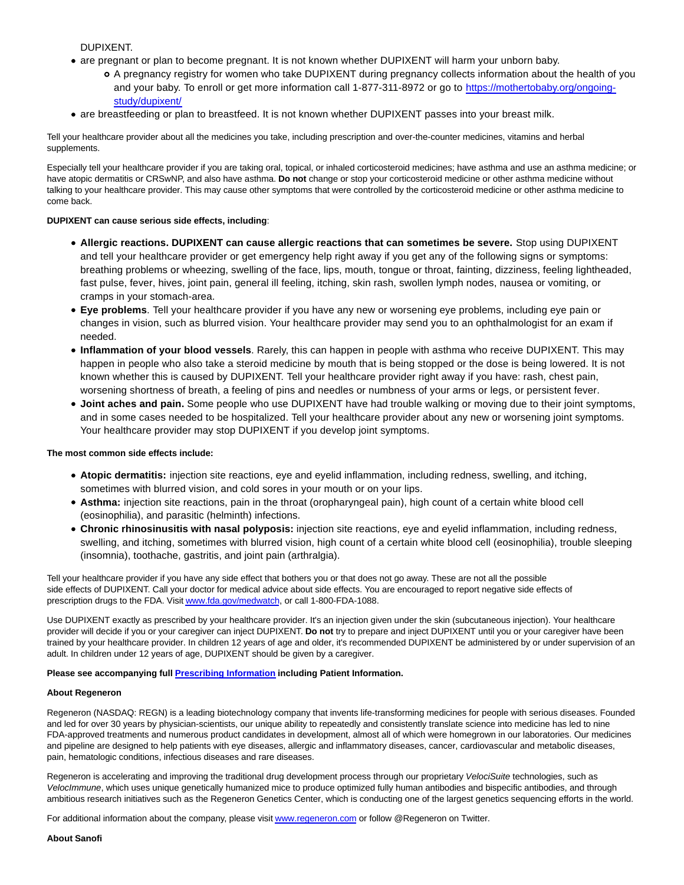DUPIXENT.

- are pregnant or plan to become pregnant. It is not known whether DUPIXENT will harm your unborn baby.
  - A pregnancy registry for women who take DUPIXENT during pregnancy collects information about the health of you and your baby. To enroll or get more information call 1-877-311-8972 or go to [https://mothertobaby.org/ongoing-study/dupixent/](https://mothertobaby.org/ongoing-study/dupixent/)
- are breastfeeding or plan to breastfeed. It is not known whether DUPIXENT passes into your breast milk.

Tell your healthcare provider about all the medicines you take, including prescription and over-the-counter medicines, vitamins and herbal supplements.

Especially tell your healthcare provider if you are taking oral, topical, or inhaled corticosteroid medicines; have asthma and use an asthma medicine; or have atopic dermatitis or CRSwNP, and also have asthma. **Do not** change or stop your corticosteroid medicine or other asthma medicine without talking to your healthcare provider. This may cause other symptoms that were controlled by the corticosteroid medicine or other asthma medicine to come back.

**DUPIXENT can cause serious side effects, including**:

- **Allergic reactions. DUPIXENT can cause allergic reactions that can sometimes be severe.** Stop using DUPIXENT and tell your healthcare provider or get emergency help right away if you get any of the following signs or symptoms: breathing problems or wheezing, swelling of the face, lips, mouth, tongue or throat, fainting, dizziness, feeling lightheaded, fast pulse, fever, hives, joint pain, general ill feeling, itching, skin rash, swollen lymph nodes, nausea or vomiting, or cramps in your stomach-area.
- **Eye problems**. Tell your healthcare provider if you have any new or worsening eye problems, including eye pain or changes in vision, such as blurred vision. Your healthcare provider may send you to an ophthalmologist for an exam if needed.
- **Inflammation of your blood vessels**. Rarely, this can happen in people with asthma who receive DUPIXENT. This may happen in people who also take a steroid medicine by mouth that is being stopped or the dose is being lowered. It is not known whether this is caused by DUPIXENT. Tell your healthcare provider right away if you have: rash, chest pain, worsening shortness of breath, a feeling of pins and needles or numbness of your arms or legs, or persistent fever.
- **Joint aches and pain.** Some people who use DUPIXENT have had trouble walking or moving due to their joint symptoms, and in some cases needed to be hospitalized. Tell your healthcare provider about any new or worsening joint symptoms. Your healthcare provider may stop DUPIXENT if you develop joint symptoms.

**The most common side effects include:**

- **Atopic dermatitis:** injection site reactions, eye and eyelid inflammation, including redness, swelling, and itching, sometimes with blurred vision, and cold sores in your mouth or on your lips.
- **Asthma:** injection site reactions, pain in the throat (oropharyngeal pain), high count of a certain white blood cell (eosinophilia), and parasitic (helminth) infections.
- **Chronic rhinosinusitis with nasal polyposis:** injection site reactions, eye and eyelid inflammation, including redness, swelling, and itching, sometimes with blurred vision, high count of a certain white blood cell (eosinophilia), trouble sleeping (insomnia), toothache, gastritis, and joint pain (arthralgia).

Tell your healthcare provider if you have any side effect that bothers you or that does not go away. These are not all the possible side effects of DUPIXENT. Call your doctor for medical advice about side effects. You are encouraged to report negative side effects of prescription drugs to the FDA. Visit [www.fda.gov/medwatch](www.fda.gov/medwatch), or call 1-800-FDA-1088.

Use DUPIXENT exactly as prescribed by your healthcare provider. It's an injection given under the skin (subcutaneous injection). Your healthcare provider will decide if you or your caregiver can inject DUPIXENT. **Do not** try to prepare and inject DUPIXENT until you or your caregiver have been trained by your healthcare provider. In children 12 years of age and older, it's recommended DUPIXENT be administered by or under supervision of an adult. In children under 12 years of age, DUPIXENT should be given by a caregiver.

**Please see accompanying full [Prescribing Information](Prescribing Information) including Patient Information.**

**About Regeneron**

Regeneron (NASDAQ: REGN) is a leading biotechnology company that invents life-transforming medicines for people with serious diseases. Founded and led for over 30 years by physician-scientists, our unique ability to repeatedly and consistently translate science into medicine has led to nine FDA-approved treatments and numerous product candidates in development, almost all of which were homegrown in our laboratories. Our medicines and pipeline are designed to help patients with eye diseases, allergic and inflammatory diseases, cancer, cardiovascular and metabolic diseases, pain, hematologic conditions, infectious diseases and rare diseases.

Regeneron is accelerating and improving the traditional drug development process through our proprietary *VelociSuite* technologies, such as *VelocImmune*, which uses unique genetically humanized mice to produce optimized fully human antibodies and bispecific antibodies, and through ambitious research initiatives such as the Regeneron Genetics Center, which is conducting one of the largest genetics sequencing efforts in the world.

For additional information about the company, please visit [www.regeneron.com](www.regeneron.com) or follow @Regeneron on Twitter.

**About Sanofi**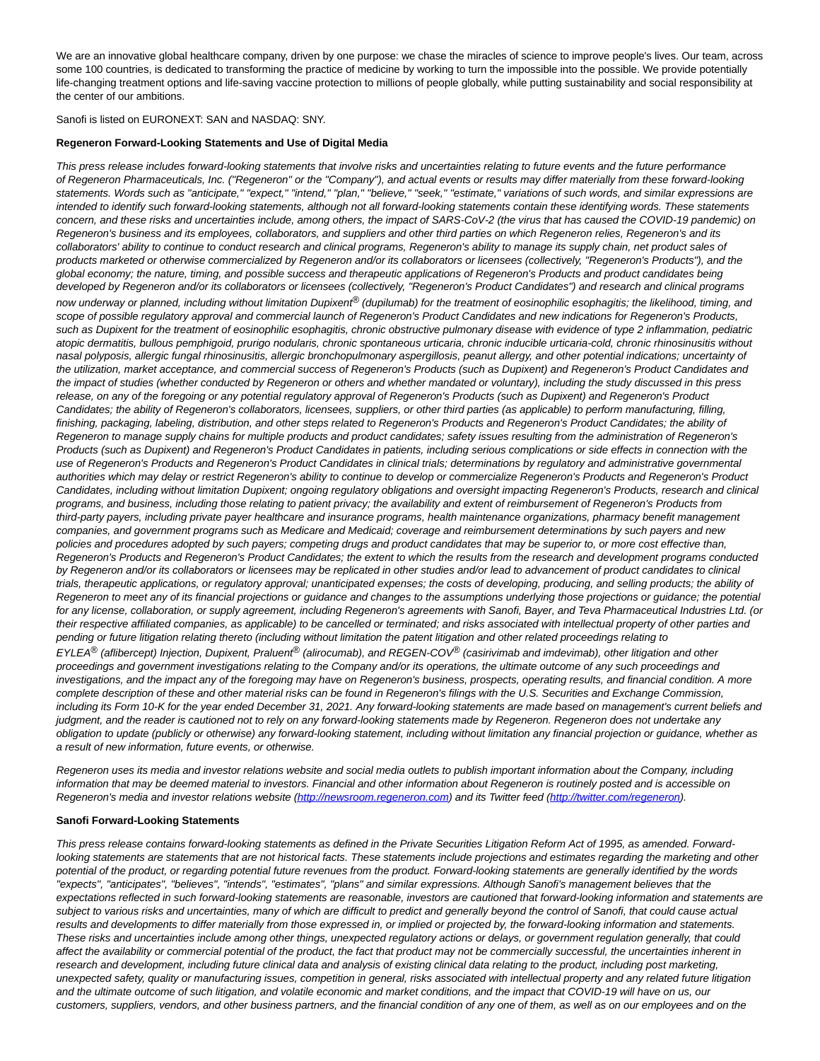We are an innovative global healthcare company, driven by one purpose: we chase the miracles of science to improve people's lives. Our team, across some 100 countries, is dedicated to transforming the practice of medicine by working to turn the impossible into the possible. We provide potentially life-changing treatment options and life-saving vaccine protection to millions of people globally, while putting sustainability and social responsibility at the center of our ambitions.

Sanofi is listed on EURONEXT: SAN and NASDAQ: SNY.

**Regeneron Forward-Looking Statements and Use of Digital Media**

*This press release includes forward-looking statements that involve risks and uncertainties relating to future events and the future performance of Regeneron Pharmaceuticals, Inc. ("Regeneron" or the "Company"), and actual events or results may differ materially from these forward-looking statements. Words such as "anticipate," "expect," "intend," "plan," "believe," "seek," "estimate," variations of such words, and similar expressions are intended to identify such forward-looking statements, although not all forward-looking statements contain these identifying words. These statements concern, and these risks and uncertainties include, among others, the impact of SARS-CoV-2 (the virus that has caused the COVID-19 pandemic) on Regeneron's business and its employees, collaborators, and suppliers and other third parties on which Regeneron relies, Regeneron's and its collaborators' ability to continue to conduct research and clinical programs, Regeneron's ability to manage its supply chain, net product sales of products marketed or otherwise commercialized by Regeneron and/or its collaborators or licensees (collectively, "Regeneron's Products"), and the global economy; the nature, timing, and possible success and therapeutic applications of Regeneron's Products and product candidates being developed by Regeneron and/or its collaborators or licensees (collectively, "Regeneron's Product Candidates") and research and clinical programs now underway or planned, including without limitation Dupixent® (dupilumab) for the treatment of eosinophilic esophagitis; the likelihood, timing, and scope of possible regulatory approval and commercial launch of Regeneron's Product Candidates and new indications for Regeneron's Products, such as Dupixent for the treatment of eosinophilic esophagitis, chronic obstructive pulmonary disease with evidence of type 2 inflammation, pediatric atopic dermatitis, bullous pemphigoid, prurigo nodularis, chronic spontaneous urticaria, chronic inducible urticaria-cold, chronic rhinosinusitis without nasal polyposis, allergic fungal rhinosinusitis, allergic bronchopulmonary aspergillosis, peanut allergy, and other potential indications; uncertainty of the utilization, market acceptance, and commercial success of Regeneron's Products (such as Dupixent) and Regeneron's Product Candidates and the impact of studies (whether conducted by Regeneron or others and whether mandated or voluntary), including the study discussed in this press release, on any of the foregoing or any potential regulatory approval of Regeneron's Products (such as Dupixent) and Regeneron's Product Candidates; the ability of Regeneron's collaborators, licensees, suppliers, or other third parties (as applicable) to perform manufacturing, filling, finishing, packaging, labeling, distribution, and other steps related to Regeneron's Products and Regeneron's Product Candidates; the ability of Regeneron to manage supply chains for multiple products and product candidates; safety issues resulting from the administration of Regeneron's Products (such as Dupixent) and Regeneron's Product Candidates in patients, including serious complications or side effects in connection with the use of Regeneron's Products and Regeneron's Product Candidates in clinical trials; determinations by regulatory and administrative governmental authorities which may delay or restrict Regeneron's ability to continue to develop or commercialize Regeneron's Products and Regeneron's Product Candidates, including without limitation Dupixent; ongoing regulatory obligations and oversight impacting Regeneron's Products, research and clinical programs, and business, including those relating to patient privacy; the availability and extent of reimbursement of Regeneron's Products from third-party payers, including private payer healthcare and insurance programs, health maintenance organizations, pharmacy benefit management companies, and government programs such as Medicare and Medicaid; coverage and reimbursement determinations by such payers and new policies and procedures adopted by such payers; competing drugs and product candidates that may be superior to, or more cost effective than, Regeneron's Products and Regeneron's Product Candidates; the extent to which the results from the research and development programs conducted by Regeneron and/or its collaborators or licensees may be replicated in other studies and/or lead to advancement of product candidates to clinical trials, therapeutic applications, or regulatory approval; unanticipated expenses; the costs of developing, producing, and selling products; the ability of Regeneron to meet any of its financial projections or guidance and changes to the assumptions underlying those projections or guidance; the potential for any license, collaboration, or supply agreement, including Regeneron's agreements with Sanofi, Bayer, and Teva Pharmaceutical Industries Ltd. (or their respective affiliated companies, as applicable) to be cancelled or terminated; and risks associated with intellectual property of other parties and pending or future litigation relating thereto (including without limitation the patent litigation and other related proceedings relating to EYLEA® (aflibercept) Injection, Dupixent, Praluent® (alirocumab), and REGEN-COV® (casirivimab and imdevimab), other litigation and other proceedings and government investigations relating to the Company and/or its operations, the ultimate outcome of any such proceedings and investigations, and the impact any of the foregoing may have on Regeneron's business, prospects, operating results, and financial condition. A more complete description of these and other material risks can be found in Regeneron's filings with the U.S. Securities and Exchange Commission, including its Form 10-K for the year ended December 31, 2021. Any forward-looking statements are made based on management's current beliefs and judgment, and the reader is cautioned not to rely on any forward-looking statements made by Regeneron. Regeneron does not undertake any obligation to update (publicly or otherwise) any forward-looking statement, including without limitation any financial projection or guidance, whether as a result of new information, future events, or otherwise.*

*Regeneron uses its media and investor relations website and social media outlets to publish important information about the Company, including information that may be deemed material to investors. Financial and other information about Regeneron is routinely posted and is accessible on Regeneron's media and investor relations website ([http://newsroom.regeneron.com](http://newsroom.regeneron.com)) and its Twitter feed ([http://twitter.com/regeneron](http://twitter.com/regeneron)).*

**Sanofi Forward-Looking Statements**

*This press release contains forward-looking statements as defined in the Private Securities Litigation Reform Act of 1995, as amended. Forward-looking statements are statements that are not historical facts. These statements include projections and estimates regarding the marketing and other potential of the product, or regarding potential future revenues from the product. Forward-looking statements are generally identified by the words "expects", "anticipates", "believes", "intends", "estimates", "plans" and similar expressions. Although Sanofi's management believes that the expectations reflected in such forward-looking statements are reasonable, investors are cautioned that forward-looking information and statements are subject to various risks and uncertainties, many of which are difficult to predict and generally beyond the control of Sanofi, that could cause actual results and developments to differ materially from those expressed in, or implied or projected by, the forward-looking information and statements. These risks and uncertainties include among other things, unexpected regulatory actions or delays, or government regulation generally, that could affect the availability or commercial potential of the product, the fact that product may not be commercially successful, the uncertainties inherent in research and development, including future clinical data and analysis of existing clinical data relating to the product, including post marketing, unexpected safety, quality or manufacturing issues, competition in general, risks associated with intellectual property and any related future litigation and the ultimate outcome of such litigation, and volatile economic and market conditions, and the impact that COVID-19 will have on us, our customers, suppliers, vendors, and other business partners, and the financial condition of any one of them, as well as on our employees and on the*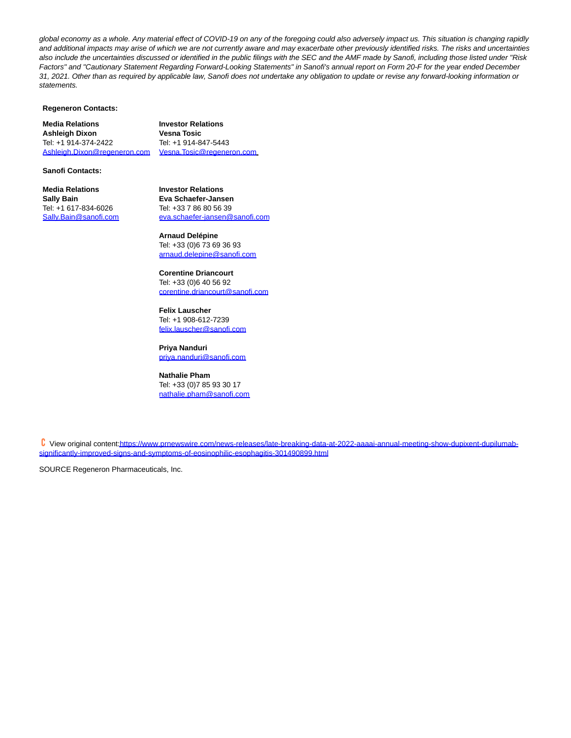*global economy as a whole. Any material effect of COVID-19 on any of the foregoing could also adversely impact us. This situation is changing rapidly and additional impacts may arise of which we are not currently aware and may exacerbate other previously identified risks. The risks and uncertainties also include the uncertainties discussed or identified in the public filings with the SEC and the AMF made by Sanofi, including those listed under "Risk Factors" and "Cautionary Statement Regarding Forward-Looking Statements" in Sanofi's annual report on Form 20-F for the year ended December 31, 2021. Other than as required by applicable law, Sanofi does not undertake any obligation to update or revise any forward-looking information or statements.*

**Regeneron Contacts:**

**Media Relations**
**Ashleigh Dixon**
Tel: +1 914-374-2422
Ashleigh.Dixon@regeneron.com

**Investor Relations**
**Vesna Tosic**
Tel: +1 914-847-5443
Vesna.Tosic@regeneron.com

**Sanofi Contacts:**

**Media Relations**
**Sally Bain**
Tel: +1 617-834-6026
Sally.Bain@sanofi.com

**Investor Relations**
**Eva Schaefer-Jansen**
Tel: +33 7 86 80 56 39
eva.schaefer-jansen@sanofi.com

**Arnaud Delépine**
Tel: +33 (0)6 73 69 36 93
arnaud.delepine@sanofi.com

**Corentine Driancourt**
Tel: +33 (0)6 40 56 92
corentine.driancourt@sanofi.com

**Felix Lauscher**
Tel: +1 908-612-7239
felix.lauscher@sanofi.com

**Priya Nanduri**
priya.nanduri@sanofi.com

**Nathalie Pham**
Tel: +33 (0)7 85 93 30 17
nathalie.pham@sanofi.com

View original content:https://www.prnewswire.com/news-releases/late-breaking-data-at-2022-aaaai-annual-meeting-show-dupixent-dupilumab-significantly-improved-signs-and-symptoms-of-eosinophilic-esophagitis-301490899.html

SOURCE Regeneron Pharmaceuticals, Inc.